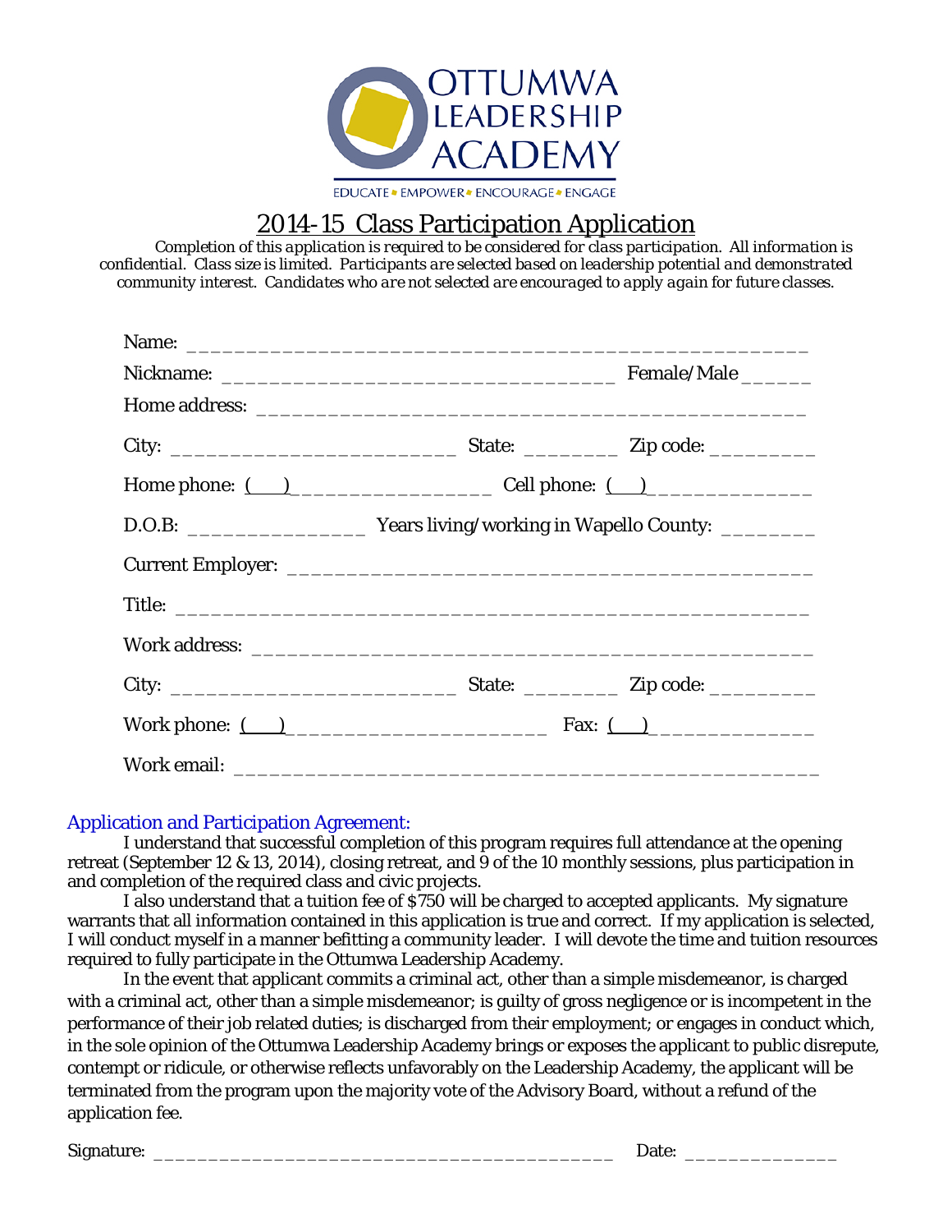OTTUMWA LEADERSHIP ACADEMY

EDUCATE • EMPOWER • ENCOURAGE • ENGAGE

# 2014-15 Class Participation Application

*Completion of this application is required to be considered for class participation. All information is confidential. Class size is limited. Participants are selected based on leadership potential and demonstrated community interest. Candidates who are not selected are encouraged to apply again for future classes.*

Name: ____________________________________________________

Nickname: ___________________________________ Female/Male ______

Home address: _______________________________________________

City: _________________________ State: ________ Zip code: _________

Home phone: (   )__________________ Cell phone: (   )______________

D.O.B: ________________ Years living/working in Wapello County: ________

Current Employer: ______________________________________________

Title: _____________________________________________________

Work address: ________________________________________________

City: _________________________ State: ________ Zip code: _________

Work phone: (   )______________________ Fax: (   )______________

Work email: ___________________________________________________

## Application and Participation Agreement:

I understand that successful completion of this program requires full attendance at the opening retreat (September 12 & 13, 2014), closing retreat, and 9 of the 10 monthly sessions, plus participation in and completion of the required class and civic projects.

I also understand that a tuition fee of $750 will be charged to accepted applicants. My signature warrants that all information contained in this application is true and correct. If my application is selected, I will conduct myself in a manner befitting a community leader. I will devote the time and tuition resources required to fully participate in the Ottumwa Leadership Academy.

In the event that applicant commits a criminal act, other than a simple misdemeanor, is charged with a criminal act, other than a simple misdemeanor; is guilty of gross negligence or is incompetent in the performance of their job related duties; is discharged from their employment; or engages in conduct which, in the sole opinion of the Ottumwa Leadership Academy brings or exposes the applicant to public disrepute, contempt or ridicule, or otherwise reflects unfavorably on the Leadership Academy, the applicant will be terminated from the program upon the majority vote of the Advisory Board, without a refund of the application fee.

Signature: ___________________________________________ Date: ______________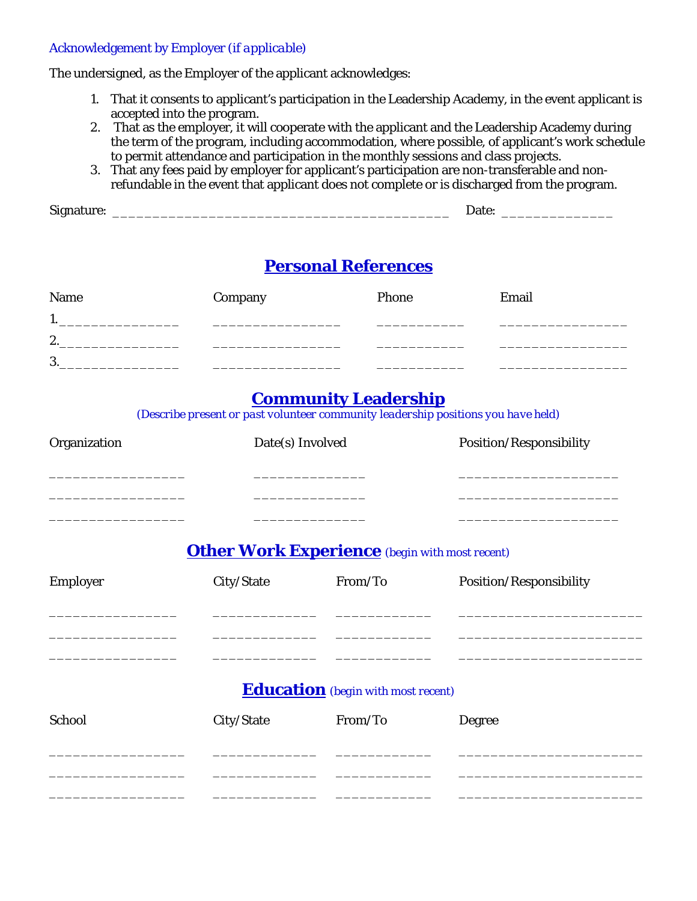*Acknowledgement by Employer (if applicable)*

The undersigned, as the Employer of the applicant acknowledges:

1. That it consents to applicant's participation in the Leadership Academy, in the event applicant is accepted into the program.
2. That as the employer, it will cooperate with the applicant and the Leadership Academy during the term of the program, including accommodation, where possible, of applicant's work schedule to permit attendance and participation in the monthly sessions and class projects.
3. That any fees paid by employer for applicant's participation are non-transferable and non-refundable in the event that applicant does not complete or is discharged from the program.

Signature: ___________________________________________ Date: ______________

## Personal References

| Name | Company | Phone | Email |
|---|---|---|---|
| 1.______________ | ________________ | ___________ | ________________ |
| 2.______________ | ________________ | ___________ | ________________ |
| 3.______________ | ________________ | ___________ | ________________ |

## Community Leadership

*(Describe present or past volunteer community leadership positions you have held)*

| Organization | Date(s) Involved | Position/Responsibility |
|---|---|---|
| _________________ | ______________ | ____________________ |
| _________________ | ______________ | ____________________ |
| _________________ | ______________ | ____________________ |

## Other Work Experience *(begin with most recent)*

| Employer | City/State | From/To | Position/Responsibility |
|---|---|---|---|
| ________________ | _____________ | ____________ | _______________________ |
| ________________ | _____________ | ____________ | _______________________ |
| ________________ | _____________ | ____________ | _______________________ |

## Education *(begin with most recent)*

| School | City/State | From/To | Degree |
|---|---|---|---|
| _________________ | _____________ | ____________ | _______________________ |
| _________________ | _____________ | ____________ | _______________________ |
| _________________ | _____________ | ____________ | _______________________ |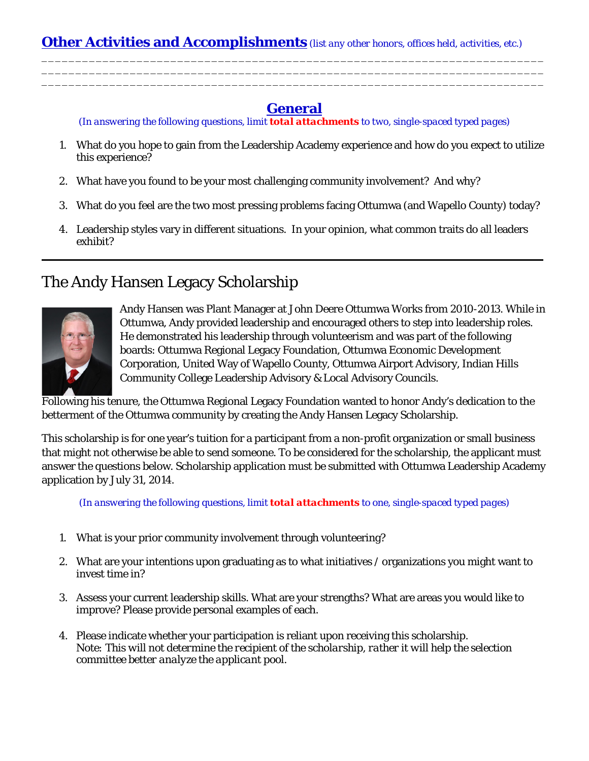## Other Activities and Accomplishments *(list any other honors, offices held, activities, etc.)*

\_\_\_\_\_\_\_\_\_\_\_\_\_\_\_\_\_\_\_\_\_\_\_\_\_\_\_\_\_\_\_\_\_\_\_\_\_\_\_\_\_\_\_\_\_\_\_\_\_\_\_\_\_\_\_\_\_\_\_\_\_\_\_\_\_\_\_\_\_\_\_\_\_\_\_\_

\_\_\_\_\_\_\_\_\_\_\_\_\_\_\_\_\_\_\_\_\_\_\_\_\_\_\_\_\_\_\_\_\_\_\_\_\_\_\_\_\_\_\_\_\_\_\_\_\_\_\_\_\_\_\_\_\_\_\_\_\_\_\_\_\_\_\_\_\_\_\_\_\_\_\_\_

\_\_\_\_\_\_\_\_\_\_\_\_\_\_\_\_\_\_\_\_\_\_\_\_\_\_\_\_\_\_\_\_\_\_\_\_\_\_\_\_\_\_\_\_\_\_\_\_\_\_\_\_\_\_\_\_\_\_\_\_\_\_\_\_\_\_\_\_\_\_\_\_\_\_\_\_

## General

*(In answering the following questions, limit **total attachments** to two, single-spaced typed pages)*

1. What do you hope to gain from the Leadership Academy experience and how do you expect to utilize this experience?
2. What have you found to be your most challenging community involvement? And why?
3. What do you feel are the two most pressing problems facing Ottumwa (and Wapello County) today?
4. Leadership styles vary in different situations. In your opinion, what common traits do all leaders exhibit?

---

# The Andy Hansen Legacy Scholarship

Andy Hansen was Plant Manager at John Deere Ottumwa Works from 2010-2013. While in Ottumwa, Andy provided leadership and encouraged others to step into leadership roles. He demonstrated his leadership through volunteerism and was part of the following boards: Ottumwa Regional Legacy Foundation, Ottumwa Economic Development Corporation, United Way of Wapello County, Ottumwa Airport Advisory, Indian Hills Community College Leadership Advisory & Local Advisory Councils.

Following his tenure, the Ottumwa Regional Legacy Foundation wanted to honor Andy's dedication to the betterment of the Ottumwa community by creating the Andy Hansen Legacy Scholarship.

This scholarship is for one year's tuition for a participant from a non-profit organization or small business that might not otherwise be able to send someone. To be considered for the scholarship, the applicant must answer the questions below. Scholarship application must be submitted with Ottumwa Leadership Academy application by July 31, 2014.

*(In answering the following questions, limit **total attachments** to one, single-spaced typed pages)*

1. What is your prior community involvement through volunteering?
2. What are your intentions upon graduating as to what initiatives / organizations you might want to invest time in?
3. Assess your current leadership skills. What are your strengths? What are areas you would like to improve? Please provide personal examples of each.
4. Please indicate whether your participation is reliant upon receiving this scholarship.
   Note: *This will not determine the recipient of the scholarship, rather it will help the selection committee better analyze the applicant pool.*